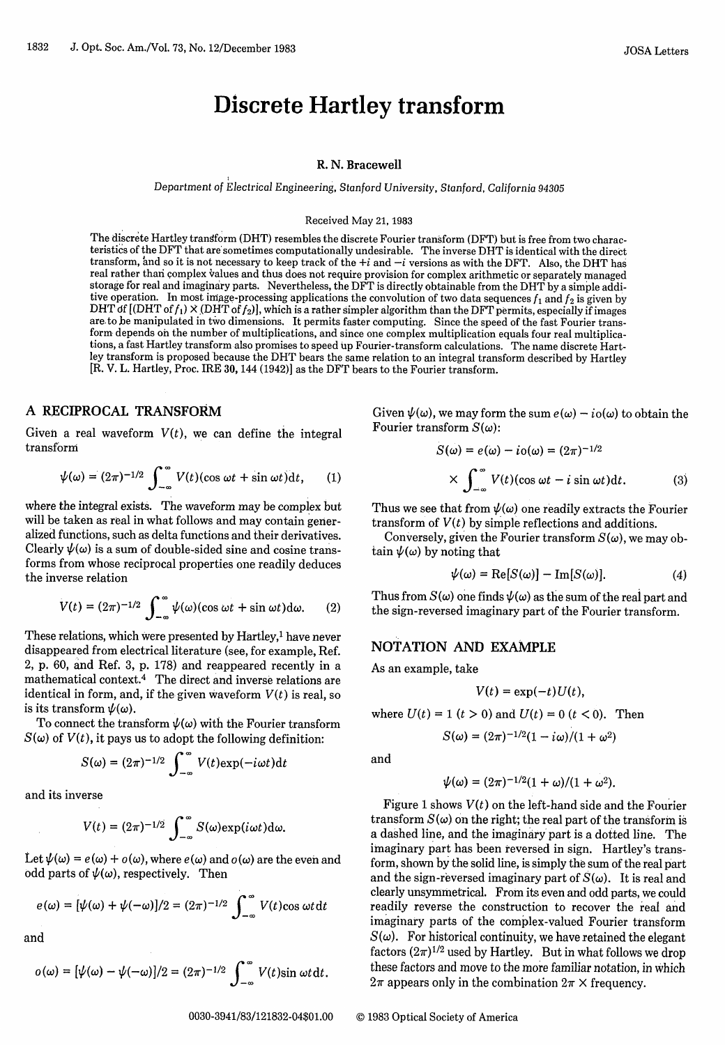# Discrete Hartley transform

**R. N. Bracewell**

*Department of Electrical Engineering, Stanford University, Stanford, California 94305*

Received May 21, 1983

The discrete Hartley transform (DHT) resembles the discrete Fourier transform (DFT) but is free from two characteristics of the DFT that are sometimes computationally undesirable. The inverse DHT is identical with the direct transform, and so it is not necessary to keep track of the $+i$ and $-i$ versions as with the DFT. Also, the DHT has real rather than complex values and thus does not require provision for complex arithmetic or separately managed storage for real and imaginary parts. Nevertheless, the DFT is directly obtainable from the DHT by a simple addition operation. In most image-processing applications the convolution of two data sequences $f_1$ and $f_2$ is given by DHT of [(DHT of $f_1$) × (DHT of $f_2$)], which is a rather simpler algorithm than the DFT permits, especially if images are to be manipulated in two dimensions. It permits faster computing. Since the speed of the fast Fourier transform depends on the number of multiplications, and since one complex multiplication equals four real multiplications, a fast Hartley transform also promises to speed up Fourier-transform calculations. The name discrete Hartley transform is proposed because the DHT bears the same relation to an integral transform described by Hartley [R. V. L. Hartley, Proc. IRE 30, 144 (1942)] as the DFT bears to the Fourier transform.

## A RECIPROCAL TRANSFORM

Given a real waveform $V(t)$, we can define the integral transform

$$\psi(\omega) = (2\pi)^{-1/2} \int_{-\infty}^{\infty} V(t)(\cos \omega t + \sin \omega t)dt, \qquad (1)$$

where the integral exists. The waveform may be complex but will be taken as real in what follows and may contain generalized functions, such as delta functions and their derivatives. Clearly $\psi(\omega)$ is a sum of double-sided sine and cosine transforms from whose reciprocal properties one readily deduces the inverse relation

$$V(t) = (2\pi)^{-1/2} \int_{-\infty}^{\infty} \psi(\omega)(\cos \omega t + \sin \omega t)d\omega. \qquad (2)$$

These relations, which were presented by Hartley,[1] have never disappeared from electrical literature (see, for example, Ref. 2, p. 60, and Ref. 3, p. 178) and reappeared recently in a mathematical context.[4] The direct and inverse relations are identical in form, and, if the given waveform $V(t)$ is real, so is its transform $\psi(\omega)$.

To connect the transform $\psi(\omega)$ with the Fourier transform $S(\omega)$ of $V(t)$, it pays us to adopt the following definition:

$$S(\omega) = (2\pi)^{-1/2} \int_{-\infty}^{\infty} V(t)\exp(-i\omega t)dt$$

and its inverse

$$V(t) = (2\pi)^{-1/2} \int_{-\infty}^{\infty} S(\omega)\exp(i\omega t)d\omega.$$

Let $\psi(\omega) = e(\omega) + o(\omega)$, where $e(\omega)$ and $o(\omega)$ are the even and odd parts of $\psi(\omega)$, respectively. Then

$$e(\omega) = [\psi(\omega) + \psi(-\omega)]/2 = (2\pi)^{-1/2} \int_{-\infty}^{\infty} V(t)\cos \omega t\, dt$$

and

$$o(\omega) = [\psi(\omega) - \psi(-\omega)]/2 = (2\pi)^{-1/2} \int_{-\infty}^{\infty} V(t)\sin \omega t\, dt.$$

Given $\psi(\omega)$, we may form the sum $e(\omega) - io(\omega)$ to obtain the Fourier transform $S(\omega)$:

$$S(\omega) = e(\omega) - io(\omega) = (2\pi)^{-1/2} \times \int_{-\infty}^{\infty} V(t)(\cos \omega t - i \sin \omega t)dt. \qquad (3)$$

Thus we see that from $\psi(\omega)$ one readily extracts the Fourier transform of $V(t)$ by simple reflections and additions.

Conversely, given the Fourier transform $S(\omega)$, we may obtain $\psi(\omega)$ by noting that

$$\psi(\omega) = \mathrm{Re}[S(\omega)] - \mathrm{Im}[S(\omega)]. \qquad (4)$$

Thus from $S(\omega)$ one finds $\psi(\omega)$ as the sum of the real part and the sign-reversed imaginary part of the Fourier transform.

## NOTATION AND EXAMPLE

As an example, take

$$V(t) = \exp(-t)U(t),$$

where $U(t) = 1$ $(t > 0)$ and $U(t) = 0$ $(t < 0)$. Then

$$S(\omega) = (2\pi)^{-1/2}(1 - i\omega)/(1 + \omega^2)$$

and

$$\psi(\omega) = (2\pi)^{-1/2}(1 + \omega)/(1 + \omega^2).$$

Figure 1 shows $V(t)$ on the left-hand side and the Fourier transform $S(\omega)$ on the right; the real part of the transform is a dashed line, and the imaginary part is a dotted line. The imaginary part has been reversed in sign. Hartley's transform, shown by the solid line, is simply the sum of the real part and the sign-reversed imaginary part of $S(\omega)$. It is real and clearly unsymmetrical. From its even and odd parts, we could readily reverse the construction to recover the real and imaginary parts of the complex-valued Fourier transform $S(\omega)$. For historical continuity, we have retained the elegant factors $(2\pi)^{1/2}$ used by Hartley. But in what follows we drop these factors and move to the more familiar notation, in which $2\pi$ appears only in the combination $2\pi$ × frequency.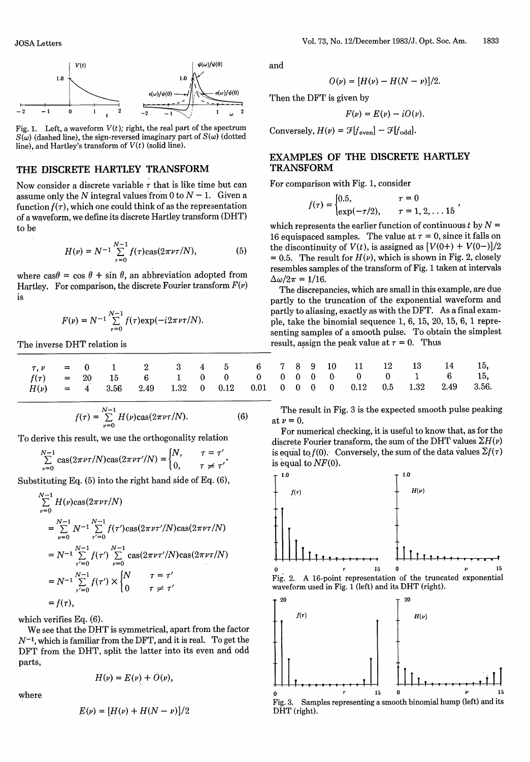Fig. 1. Left, a waveform $V(t)$; right, the real part of the spectrum $S(\omega)$ (dashed line), the sign-reversed imaginary part of $S(\omega)$ (dotted line), and Hartley's transform of $V(t)$ (solid line).

## THE DISCRETE HARTLEY TRANSFORM

Now consider a discrete variable $\tau$ that is like time but can assume only the $N$ integral values from 0 to $N-1$. Given a function $f(\tau)$, which one could think of as the representation of a waveform, we define its discrete Hartley transform (DHT) to be

$$H(\nu) = N^{-1} \sum_{\tau=0}^{N-1} f(\tau)\text{cas}(2\pi\nu\tau/N), \tag{5}$$

where $\text{cas}\theta = \cos\theta + \sin\theta$, an abbreviation adopted from Hartley. For comparison, the discrete Fourier transform $F(\nu)$ is

$$F(\nu) = N^{-1} \sum_{\tau=0}^{N-1} f(\tau)\exp(-i2\pi\nu\tau/N).$$

The inverse DHT relation is

$$f(\tau) = \sum_{\nu=0}^{N-1} H(\nu)\text{cas}(2\pi\nu\tau/N). \tag{6}$$

To derive this result, we use the orthogonality relation

$$\sum_{\nu=0}^{N-1} \text{cas}(2\pi\nu\tau/N)\text{cas}(2\pi\nu\tau'/N) = \begin{cases} N, & \tau = \tau' \\ 0, & \tau \neq \tau' \end{cases}.$$

Substituting Eq. (5) into the right hand side of Eq. (6),

$$\begin{aligned}
&\sum_{\nu=0}^{N-1} H(\nu)\text{cas}(2\pi\nu\tau/N) \\
&= \sum_{\nu=0}^{N-1} N^{-1} \sum_{\tau'=0}^{N-1} f(\tau')\text{cas}(2\pi\nu\tau'/N)\text{cas}(2\pi\nu\tau/N) \\
&= N^{-1} \sum_{\tau'=0}^{N-1} f(\tau') \sum_{\nu=0}^{N-1} \text{cas}(2\pi\nu\tau'/N)\text{cas}(2\pi\nu\tau/N) \\
&= N^{-1} \sum_{\tau'=0}^{N-1} f(\tau') \times \begin{cases} N & \tau = \tau' \\ 0 & \tau \neq \tau' \end{cases} \\
&= f(\tau),
\end{aligned}$$

which verifies Eq. (6).

We see that the DHT is symmetrical, apart from the factor $N^{-1}$, which is familiar from the DFT, and it is real. To get the DFT from the DHT, split the latter into its even and odd parts,

$$H(\nu) = E(\nu) + O(\nu),$$

where

$$E(\nu) = [H(\nu) + H(N-\nu)]/2$$

and

$$O(\nu) = [H(\nu) - H(N-\nu)]/2.$$

Then the DFT is given by

$$F(\nu) = E(\nu) - iO(\nu).$$

Conversely, $H(\nu) = \mathcal{F}[f_{\text{even}}] - \mathcal{F}[f_{\text{odd}}]$.

## EXAMPLES OF THE DISCRETE HARTLEY TRANSFORM

For comparison with Fig. 1, consider

$$f(\tau) = \begin{cases} 0.5, & \tau = 0 \\ \exp(-\tau/2), & \tau = 1, 2, \ldots 15 \end{cases},$$

which represents the earlier function of continuous $t$ by $N = 16$ equispaced samples. The value at $\tau = 0$, since it falls on the discontinuity of $V(t)$, is assigned as $[V(0+) + V(0-)]/2 = 0.5$. The result for $H(\nu)$, which is shown in Fig. 2, closely resembles samples of the transform of Fig. 1 taken at intervals $\Delta\omega/2\pi = 1/16$.

The discrepancies, which are small in this example, are due partly to the truncation of the exponential waveform and partly to aliasing, exactly as with the DFT. As a final example, take the binomial sequence 1, 6, 15, 20, 15, 6, 1 representing samples of a smooth pulse. To obtain the simplest result, assign the peak value at $\tau = 0$. Thus

| $\tau, \nu$ | = | 0 | 1 | 2 | 3 | 4 | 5 | 6 | 7 | 8 | 9 | 10 | 11 | 12 | 13 | 14 | 15, |
|---|---|---|---|---|---|---|---|---|---|---|---|---|---|---|---|---|---|
| $f(\tau)$ | = | 20 | 15 | 6 | 1 | 0 | 0 | 0 | 0 | 0 | 0 | 0 | 0 | 0 | 1 | 6 | 15, |
| $H(\nu)$ | = | 4 | 3.56 | 2.49 | 1.32 | 0 | 0.12 | 0.01 | 0 | 0 | 0 | 0 | 0.12 | 0.5 | 1.32 | 2.49 | 3.56. |

The result in Fig. 3 is the expected smooth pulse peaking at $\nu = 0$.

For numerical checking, it is useful to know that, as for the discrete Fourier transform, the sum of the DHT values $\Sigma H(\nu)$ is equal to $f(0)$. Conversely, the sum of the data values $\Sigma f(\tau)$ is equal to $NF(0)$.

Fig. 2. A 16-point representation of the truncated exponential waveform used in Fig. 1 (left) and its DHT (right).

Fig. 3. Samples representing a smooth binomial hump (left) and its DHT (right).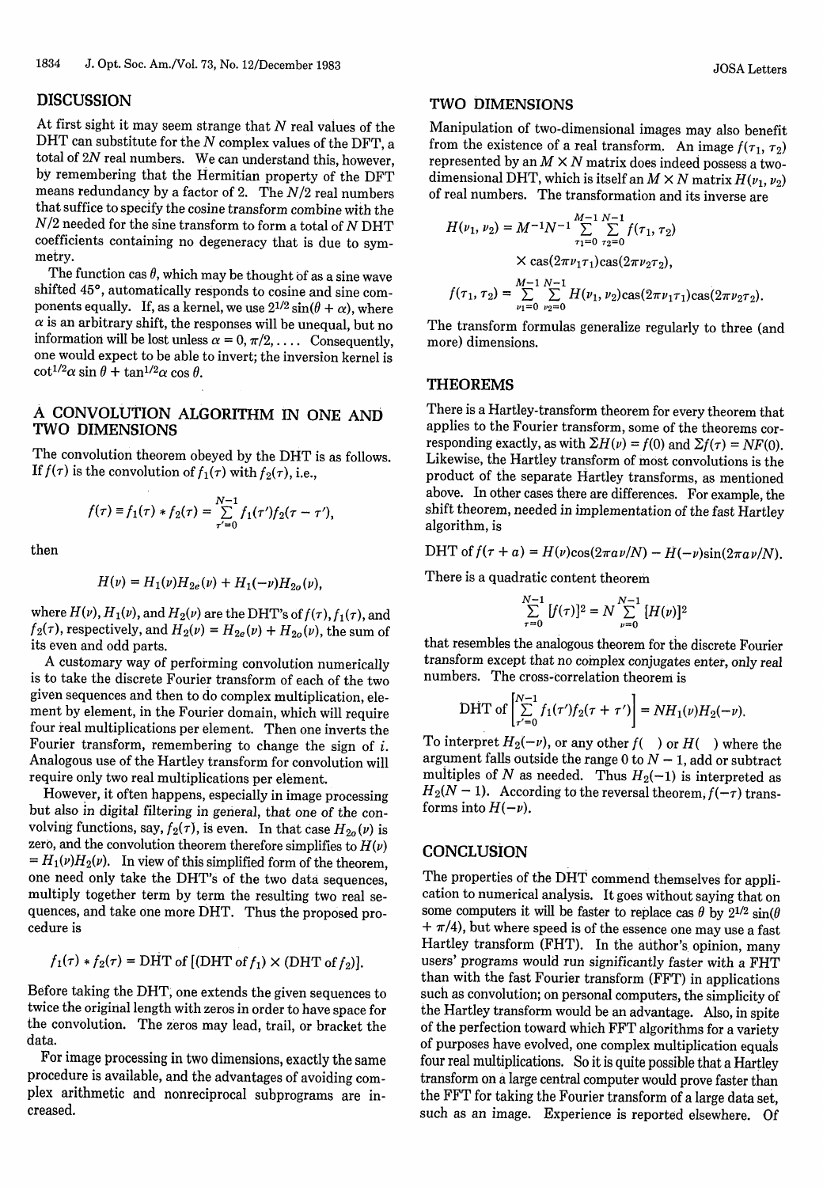## DISCUSSION

At first sight it may seem strange that $N$ real values of the DHT can substitute for the $N$ complex values of the DFT, a total of $2N$ real numbers. We can understand this, however, by remembering that the Hermitian property of the DFT means redundancy by a factor of 2. The $N/2$ real numbers that suffice to specify the cosine transform combine with the $N/2$ needed for the sine transform to form a total of $N$ DHT coefficients containing no degeneracy that is due to symmetry.

The function cas $\theta$, which may be thought of as a sine wave shifted 45°, automatically responds to cosine and sine components equally. If, as a kernel, we use $2^{1/2} \sin(\theta + \alpha)$, where $\alpha$ is an arbitrary shift, the responses will be unequal, but no information will be lost unless $\alpha = 0, \pi/2, \ldots$. Consequently, one would expect to be able to invert; the inversion kernel is $\cot^{1/2}\alpha \sin \theta + \tan^{1/2}\alpha \cos \theta$.

## A CONVOLUTION ALGORITHM IN ONE AND TWO DIMENSIONS

The convolution theorem obeyed by the DHT is as follows. If $f(\tau)$ is the convolution of $f_1(\tau)$ with $f_2(\tau)$, i.e.,

$$f(\tau) \equiv f_1(\tau) * f_2(\tau) = \sum_{\tau'=0}^{N-1} f_1(\tau') f_2(\tau - \tau'),$$

then

$$H(\nu) = H_1(\nu) H_{2e}(\nu) + H_1(-\nu) H_{2o}(\nu),$$

where $H(\nu)$, $H_1(\nu)$, and $H_2(\nu)$ are the DHT's of $f(\tau)$, $f_1(\tau)$, and $f_2(\tau)$, respectively, and $H_2(\nu) = H_{2e}(\nu) + H_{2o}(\nu)$, the sum of its even and odd parts.

A customary way of performing convolution numerically is to take the discrete Fourier transform of each of the two given sequences and then to do complex multiplication, element by element, in the Fourier domain, which will require four real multiplications per element. Then one inverts the Fourier transform, remembering to change the sign of $i$. Analogous use of the Hartley transform for convolution will require only two real multiplications per element.

However, it often happens, especially in image processing but also in digital filtering in general, that one of the convolving functions, say, $f_2(\tau)$, is even. In that case $H_{2o}(\nu)$ is zero, and the convolution theorem therefore simplifies to $H(\nu) = H_1(\nu) H_2(\nu)$. In view of this simplified form of the theorem, one need only take the DHT's of the two data sequences, multiply together term by term the resulting two real sequences, and take one more DHT. Thus the proposed procedure is

$$f_1(\tau) * f_2(\tau) = \text{DHT of } [(\text{DHT of } f_1) \times (\text{DHT of } f_2)].$$

Before taking the DHT, one extends the given sequences to twice the original length with zeros in order to have space for the convolution. The zeros may lead, trail, or bracket the data.

For image processing in two dimensions, exactly the same procedure is available, and the advantages of avoiding complex arithmetic and nonreciprocal subprograms are increased.

## TWO DIMENSIONS

Manipulation of two-dimensional images may also benefit from the existence of a real transform. An image $f(\tau_1, \tau_2)$ represented by an $M \times N$ matrix does indeed possess a two-dimensional DHT, which is itself an $M \times N$ matrix $H(\nu_1, \nu_2)$ of real numbers. The transformation and its inverse are

$$H(\nu_1, \nu_2) = M^{-1} N^{-1} \sum_{\tau_1=0}^{M-1} \sum_{\tau_2=0}^{N-1} f(\tau_1, \tau_2) \times \text{cas}(2\pi \nu_1 \tau_1) \text{cas}(2\pi \nu_2 \tau_2),$$

$$f(\tau_1, \tau_2) = \sum_{\nu_1=0}^{M-1} \sum_{\nu_2=0}^{N-1} H(\nu_1, \nu_2) \text{cas}(2\pi \nu_1 \tau_1) \text{cas}(2\pi \nu_2 \tau_2).$$

The transform formulas generalize regularly to three (and more) dimensions.

## THEOREMS

There is a Hartley-transform theorem for every theorem that applies to the Fourier transform, some of the theorems corresponding exactly, as with $\Sigma H(\nu) = f(0)$ and $\Sigma f(\tau) = NF(0)$. Likewise, the Hartley transform of most convolutions is the product of the separate Hartley transforms, as mentioned above. In other cases there are differences. For example, the shift theorem, needed in implementation of the fast Hartley algorithm, is

$$\text{DHT of } f(\tau + a) = H(\nu) \cos(2\pi a \nu / N) - H(-\nu) \sin(2\pi a \nu / N).$$

There is a quadratic content theorem

$$\sum_{\tau=0}^{N-1} [f(\tau)]^2 = N \sum_{\nu=0}^{N-1} [H(\nu)]^2$$

that resembles the analogous theorem for the discrete Fourier transform except that no complex conjugates enter, only real numbers. The cross-correlation theorem is

$$\text{DHT of} \left[ \sum_{\tau'=0}^{N-1} f_1(\tau') f_2(\tau + \tau') \right] = N H_1(\nu) H_2(-\nu).$$

To interpret $H_2(-\nu)$, or any other $f(\ )$ or $H(\ )$ where the argument falls outside the range 0 to $N-1$, add or subtract multiples of $N$ as needed. Thus $H_2(-1)$ is interpreted as $H_2(N-1)$. According to the reversal theorem, $f(-\tau)$ transforms into $H(-\nu)$.

## CONCLUSION

The properties of the DHT commend themselves for application to numerical analysis. It goes without saying that on some computers it will be faster to replace cas $\theta$ by $2^{1/2} \sin(\theta + \pi/4)$, but where speed is of the essence one may use a fast Hartley transform (FHT). In the author's opinion, many users' programs would run significantly faster with a FHT than with the fast Fourier transform (FFT) in applications such as convolution; on personal computers, the simplicity of the Hartley transform would be an advantage. Also, in spite of the perfection toward which FFT algorithms for a variety of purposes have evolved, one complex multiplication equals four real multiplications. So it is quite possible that a Hartley transform on a large central computer would prove faster than the FFT for taking the Fourier transform of a large data set, such as an image. Experience is reported elsewhere. Of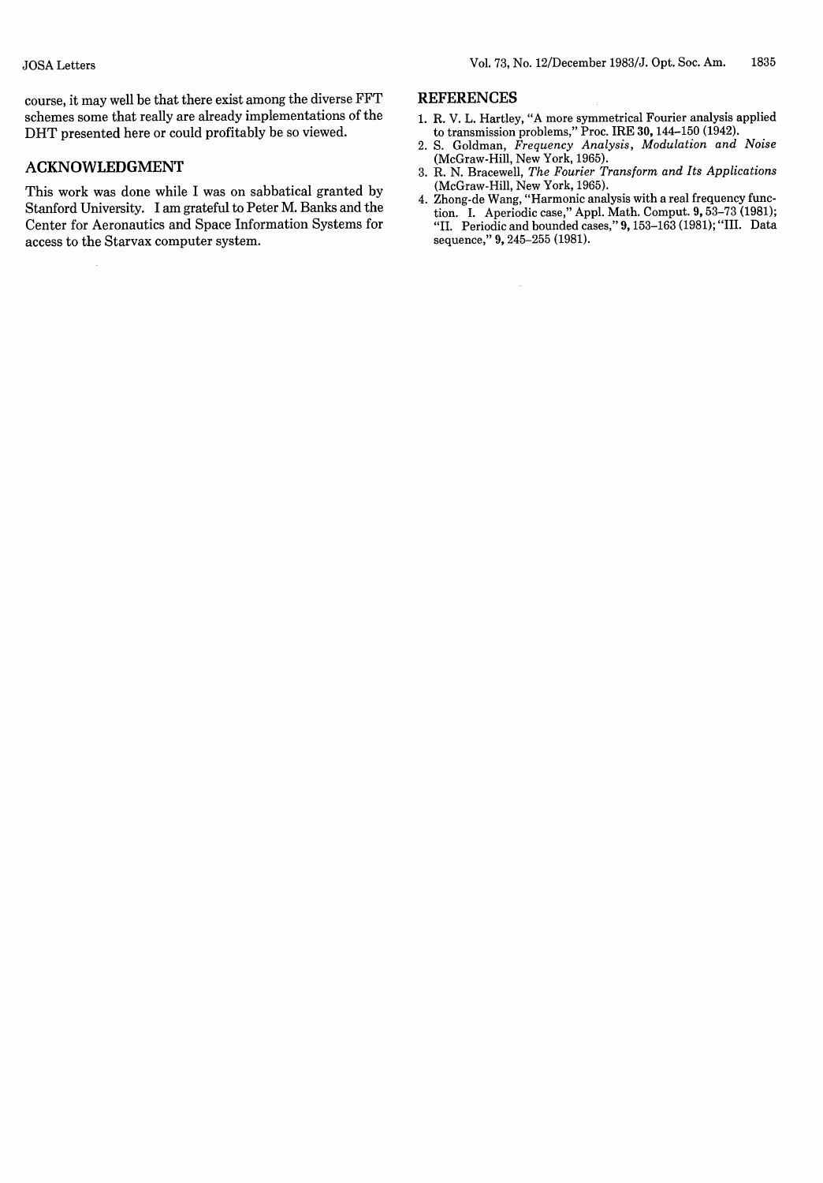course, it may well be that there exist among the diverse FFT schemes some that really are already implementations of the DHT presented here or could profitably be so viewed.

## ACKNOWLEDGMENT

This work was done while I was on sabbatical granted by Stanford University. I am grateful to Peter M. Banks and the Center for Aeronautics and Space Information Systems for access to the Starvax computer system.

## REFERENCES

1. R. V. L. Hartley, "A more symmetrical Fourier analysis applied to transmission problems," Proc. IRE **30**, 144–150 (1942).
2. S. Goldman, *Frequency Analysis, Modulation and Noise* (McGraw-Hill, New York, 1965).
3. R. N. Bracewell, *The Fourier Transform and Its Applications* (McGraw-Hill, New York, 1965).
4. Zhong-de Wang, "Harmonic analysis with a real frequency function. I. Aperiodic case," Appl. Math. Comput. **9**, 53–73 (1981); "II. Periodic and bounded cases," **9**, 153–163 (1981); "III. Data sequence," **9**, 245–255 (1981).